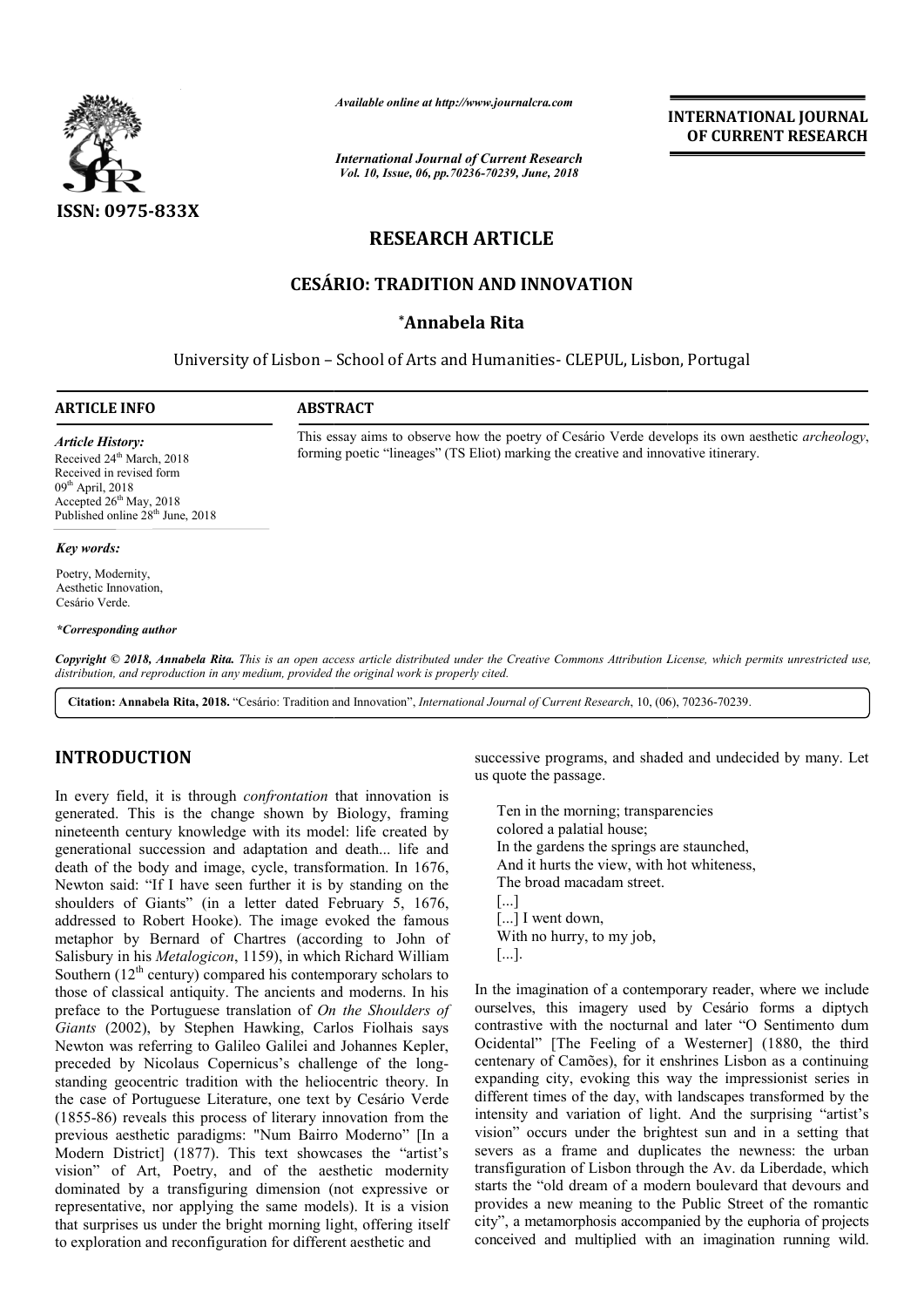# RESEARCH ARTICLE

## CESÁRIO: TRADITION AND INNOVATION

### *Annabela Rita

University of Lisbon – School of Arts and Humanities- CLEPUL, Lisbon, Portugal

**ARTICLE INFO**

*Article History:*

Received 24[th] March, 2018
Received in revised form
09[th] April, 2018
Accepted 26[th] May, 2018
Published online 28[th] June, 2018

*Key words:*

Poetry, Modernity,
Aesthetic Innovation,
Cesário Verde.

**ABSTRACT**

This essay aims to observe how the poetry of Cesário Verde develops its own aesthetic *archeology*, forming poetic "lineages" (TS Eliot) marking the creative and innovative itinerary.

*\*Corresponding author*

Copyright © 2018, Annabela Rita. This is an open access article distributed under the Creative Commons Attribution License, which permits unrestricted use, distribution, and reproduction in any medium, provided the original work is properly cited.

Citation: Annabela Rita, 2018. "Cesário: Tradition and Innovation", *International Journal of Current Research*, 10, (06), 70236-70239.

## INTRODUCTION

In every field, it is through *confrontation* that innovation is generated. This is the change shown by Biology, framing nineteenth century knowledge with its model: life created by generational succession and adaptation and death... life and death of the body and image, cycle, transformation. In 1676, Newton said: "If I have seen further it is by standing on the shoulders of Giants" (in a letter dated February 5, 1676, addressed to Robert Hooke). The image evoked the famous metaphor by Bernard of Chartres (according to John of Salisbury in his *Metalogicon*, 1159), in which Richard William Southern (12[th] century) compared his contemporary scholars to those of classical antiquity. The ancients and moderns. In his preface to the Portuguese translation of *On the Shoulders of Giants* (2002), by Stephen Hawking, Carlos Fiolhais says Newton was referring to Galileo Galilei and Johannes Kepler, preceded by Nicolaus Copernicus's challenge of the long-standing geocentric tradition with the heliocentric theory. In the case of Portuguese Literature, one text by Cesário Verde (1855-86) reveals this process of literary innovation from the previous aesthetic paradigms: "Num Bairro Moderno" [In a Modern District] (1877). This text showcases the "artist's vision" of Art, Poetry, and of the aesthetic modernity dominated by a transfiguring dimension (not expressive or representative, nor applying the same models). It is a vision that surprises us under the bright morning light, offering itself to exploration and reconfiguration for different aesthetic and successive programs, and shaded and undecided by many. Let us quote the passage.

> Ten in the morning; transparencies
> colored a palatial house;
> In the gardens the springs are staunched,
> And it hurts the view, with hot whiteness,
> The broad macadam street.
> [...]
> [...] I went down,
> With no hurry, to my job,
> [...].

In the imagination of a contemporary reader, where we include ourselves, this imagery used by Cesário forms a diptych contrastive with the nocturnal and later "O Sentimento dum Ocidental" [The Feeling of a Westerner] (1880, the third centenary of Camões), for it enshrines Lisbon as a continuing expanding city, evoking this way the impressionist series in different times of the day, with landscapes transformed by the intensity and variation of light. And the surprising "artist's vision" occurs under the brightest sun and in a setting that severs as a frame and duplicates the newness: the urban transfiguration of Lisbon through the Av. da Liberdade, which starts the "old dream of a modern boulevard that devours and provides a new meaning to the Public Street of the romantic city", a metamorphosis accompanied by the euphoria of projects conceived and multiplied with an imagination running wild.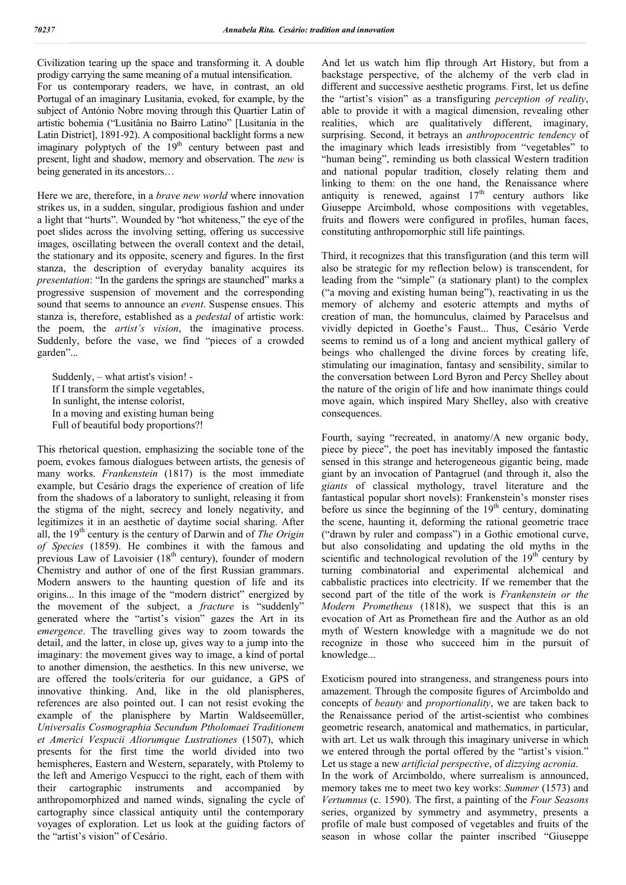Civilization tearing up the space and transforming it. A double prodigy carrying the same meaning of a mutual intensification.
For us contemporary readers, we have, in contrast, an old Portugal of an imaginary Lusitania, evoked, for example, by the subject of António Nobre moving through this Quartier Latin of artistic bohemia ("Lusitânia no Bairro Latino" [Lusitania in the Latin District], 1891-92). A compositional backlight forms a new imaginary polyptych of the 19th century between past and present, light and shadow, memory and observation. The *new* is being generated in its ancestors…

Here we are, therefore, in a *brave new world* where innovation strikes us, in a sudden, singular, prodigious fashion and under a light that "hurts". Wounded by "hot whiteness," the eye of the poet slides across the involving setting, offering us successive images, oscillating between the overall context and the detail, the stationary and its opposite, scenery and figures. In the first stanza, the description of everyday banality acquires its *presentation*: "In the gardens the springs are staunched" marks a progressive suspension of movement and the corresponding sound that seems to announce an *event*. Suspense ensues. This stanza is, therefore, established as a *pedestal* of artistic work: the poem, the *artist's vision*, the imaginative process. Suddenly, before the vase, we find "pieces of a crowded garden"...

> Suddenly, – what artist's vision! -
> If I transform the simple vegetables,
> In sunlight, the intense colorist,
> In a moving and existing human being
> Full of beautiful body proportions?!

This rhetorical question, emphasizing the sociable tone of the poem, evokes famous dialogues between artists, the genesis of many works. *Frankenstein* (1817) is the most immediate example, but Cesário drags the experience of creation of life from the shadows of a laboratory to sunlight, releasing it from the stigma of the night, secrecy and lonely negativity, and legitimizes it in an aesthetic of daytime social sharing. After all, the 19th century is the century of Darwin and of *The Origin of Species* (1859). He combines it with the famous and previous Law of Lavoisier (18th century), founder of modern Chemistry and author of one of the first Russian grammars. Modern answers to the haunting question of life and its origins... In this image of the "modern district" energized by the movement of the subject, a *fracture* is "suddenly" generated where the "artist's vision" gazes the Art in its *emergence*. The travelling gives way to zoom towards the detail, and the latter, in close up, gives way to a jump into the imaginary: the movement gives way to image, a kind of portal to another dimension, the aesthetics. In this new universe, we are offered the tools/criteria for our guidance, a GPS of innovative thinking. And, like in the old planispheres, references are also pointed out. I can not resist evoking the example of the planisphere by Martin Waldseemüller, *Universalis Cosmographia Secundum Ptholomaei Traditionem et Americi Vespucii Aliorumque Lustrationes* (1507), which presents for the first time the world divided into two hemispheres, Eastern and Western, separately, with Ptolemy to the left and Amerigo Vespucci to the right, each of them with their cartographic instruments and accompanied by anthropomorphized and named winds, signaling the cycle of cartography since classical antiquity until the contemporary voyages of exploration. Let us look at the guiding factors of the "artist's vision" of Cesário.

And let us watch him flip through Art History, but from a backstage perspective, of the alchemy of the verb clad in different and successive aesthetic programs. First, let us define the "artist's vision" as a transfiguring *perception of reality*, able to provide it with a magical dimension, revealing other realities, which are qualitatively different, imaginary, surprising. Second, it betrays an *anthropocentric tendency* of the imaginary which leads irresistibly from "vegetables" to "human being", reminding us both classical Western tradition and national popular tradition, closely relating them and linking to them: on the one hand, the Renaissance where antiquity is renewed, against 17th century authors like Giuseppe Arcimbold, whose compositions with vegetables, fruits and flowers were configured in profiles, human faces, constituting anthropomorphic still life paintings.

Third, it recognizes that this transfiguration (and this term will also be strategic for my reflection below) is transcendent, for leading from the "simple" (a stationary plant) to the complex ("a moving and existing human being"), reactivating in us the memory of alchemy and esoteric attempts and myths of creation of man, the homunculus, claimed by Paracelsus and vividly depicted in Goethe's Faust... Thus, Cesário Verde seems to remind us of a long and ancient mythical gallery of beings who challenged the divine forces by creating life, stimulating our imagination, fantasy and sensibility, similar to the conversation between Lord Byron and Percy Shelley about the nature of the origin of life and how inanimate things could move again, which inspired Mary Shelley, also with creative consequences.

Fourth, saying "recreated, in anatomy/A new organic body, piece by piece", the poet has inevitably imposed the fantastic sensed in this strange and heterogeneous gigantic being, made giant by an invocation of Pantagruel (and through it, also the *giants* of classical mythology, travel literature and the fantastical popular short novels): Frankenstein's monster rises before us since the beginning of the 19th century, dominating the scene, haunting it, deforming the rational geometric trace ("drawn by ruler and compass") in a Gothic emotional curve, but also consolidating and updating the old myths in the scientific and technological revolution of the 19th century by turning combinatorial and experimental alchemical and cabbalistic practices into electricity. If we remember that the second part of the title of the work is *Frankenstein or the Modern Prometheus* (1818), we suspect that this is an evocation of Art as Promethean fire and the Author as an old myth of Western knowledge with a magnitude we do not recognize in those who succeed him in the pursuit of knowledge...

Exoticism poured into strangeness, and strangeness pours into amazement. Through the composite figures of Arcimboldo and concepts of *beauty* and *proportionality*, we are taken back to the Renaissance period of the artist-scientist who combines geometric research, anatomical and mathematics, in particular, with art. Let us walk through this imaginary universe in which we entered through the portal offered by the "artist's vision." Let us stage a new *artificial perspective*, of *dizzying acronia*.
In the work of Arcimboldo, where surrealism is announced, memory takes me to meet two key works: *Summer* (1573) and *Vertumnus* (c. 1590). The first, a painting of the *Four Seasons* series, organized by symmetry and asymmetry, presents a profile of male bust composed of vegetables and fruits of the season in whose collar the painter inscribed "Giuseppe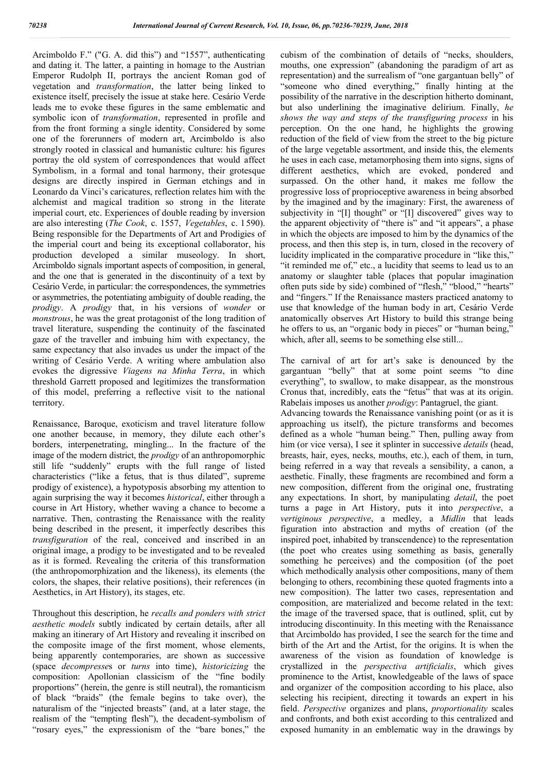Arcimboldo F." ("G. A. did this") and "1557", authenticating and dating it. The latter, a painting in homage to the Austrian Emperor Rudolph II, portrays the ancient Roman god of vegetation and *transformation*, the latter being linked to existence itself, precisely the issue at stake here. Cesário Verde leads me to evoke these figures in the same emblematic and symbolic icon of *transformation*, represented in profile and from the front forming a single identity. Considered by some one of the forerunners of modern art, Arcimboldo is also strongly rooted in classical and humanistic culture: his figures portray the old system of correspondences that would affect Symbolism, in a formal and tonal harmony, their grotesque designs are directly inspired in German etchings and in Leonardo da Vinci's caricatures, reflection relates him with the alchemist and magical tradition so strong in the literate imperial court, etc. Experiences of double reading by inversion are also interesting (*The Cook*, c. 1557, *Vegetables*, c. 1590). Being responsible for the Departments of Art and Prodigies of the imperial court and being its exceptional collaborator, his production developed a similar museology. In short, Arcimboldo signals important aspects of composition, in general, and the one that is generated in the discontinuity of a text by Cesário Verde, in particular: the correspondences, the symmetries or asymmetries, the potentiating ambiguity of double reading, the *prodigy*. A *prodigy* that, in his versions of *wonder* or *monstrous*, he was the great protagonist of the long tradition of travel literature, suspending the continuity of the fascinated gaze of the traveller and imbuing him with expectancy, the same expectancy that also invades us under the impact of the writing of Cesário Verde. A writing where ambulation also evokes the digressive *Viagens na Minha Terra*, in which threshold Garrett proposed and legitimizes the transformation of this model, preferring a reflective visit to the national territory.

Renaissance, Baroque, exoticism and travel literature follow one another because, in memory, they dilute each other's borders, interpenetrating, mingling... In the fracture of the image of the modern district, the *prodigy* of an anthropomorphic still life "suddenly" erupts with the full range of listed characteristics ("like a fetus, that is thus dilated", supreme prodigy of existence), a hypotyposis absorbing my attention to again surprising the way it becomes *historical*, either through a course in Art History, whether waving a chance to become a narrative. Then, contrasting the Renaissance with the reality being described in the present, it imperfectly describes this *transfiguration* of the real, conceived and inscribed in an original image, a prodigy to be investigated and to be revealed as it is formed. Revealing the criteria of this transformation (the anthropomorphization and the likeness), its elements (the colors, the shapes, their relative positions), their references (in Aesthetics, in Art History), its stages, etc.

Throughout this description, he *recalls and ponders with strict aesthetic models* subtly indicated by certain details, after all making an itinerary of Art History and revealing it inscribed on the composite image of the first moment, whose elements, being apparently contemporaries, are shown as successive (space *decompresse*s or *turns* into time), *historicizing* the composition: Apollonian classicism of the "fine bodily proportions" (herein, the genre is still neutral), the romanticism of black "braids" (the female begins to take over), the naturalism of the "injected breasts" (and, at a later stage, the realism of the "tempting flesh"), the decadent-symbolism of "rosary eyes," the expressionism of the "bare bones," the cubism of the combination of details of "necks, shoulders, mouths, one expression" (abandoning the paradigm of art as representation) and the surrealism of "one gargantuan belly" of "someone who dined everything," finally hinting at the possibility of the narrative in the description hitherto dominant, but also underlining the imaginative delirium. Finally, *he shows the way and steps of the transfiguring process* in his perception. On the one hand, he highlights the growing reduction of the field of view from the street to the big picture of the large vegetable assortment, and inside this, the elements he uses in each case, metamorphosing them into signs, signs of different aesthetics, which are evoked, pondered and surpassed. On the other hand, it makes me follow the progressive loss of proprioceptive awareness in being absorbed by the imagined and by the imaginary: First, the awareness of subjectivity in "[I] thought" or "[I] discovered" gives way to the apparent objectivity of "there is" and "it appears", a phase in which the objects are imposed to him by the dynamics of the process, and then this step is, in turn, closed in the recovery of lucidity implicated in the comparative procedure in "like this," "it reminded me of," etc., a lucidity that seems to lead us to an anatomy or slaughter table (places that popular imagination often puts side by side) combined of "flesh," "blood," "hearts" and "fingers." If the Renaissance masters practiced anatomy to use that knowledge of the human body in art, Cesário Verde anatomically observes Art History to build this strange being he offers to us, an "organic body in pieces" or "human being," which, after all, seems to be something else still...

The carnival of art for art's sake is denounced by the gargantuan "belly" that at some point seems "to dine everything", to swallow, to make disappear, as the monstrous Cronus that, incredibly, eats the "fetus" that was at its origin. Rabelais imposes us another *prodigy*: Pantagruel, the giant.

Advancing towards the Renaissance vanishing point (or as it is approaching us itself), the picture transforms and becomes defined as a whole "human being." Then, pulling away from him (or vice versa), I see it splinter in successive *details* (head, breasts, hair, eyes, necks, mouths, etc.), each of them, in turn, being referred in a way that reveals a sensibility, a canon, a aesthetic. Finally, these fragments are recombined and form a new composition, different from the original one, frustrating any expectations. In short, by manipulating *detail*, the poet turns a page in Art History, puts it into *perspective*, a *vertiginous perspective*, a medley, a *Midlin* that leads figuration into abstraction and myths of creation (of the inspired poet, inhabited by transcendence) to the representation (the poet who creates using something as basis, generally something he perceives) and the composition (of the poet which methodically analysis other compositions, many of them belonging to others, recombining these quoted fragments into a new composition). The latter two cases, representation and composition, are materialized and become related in the text: the image of the traversed space, that is outlined, split, cut by introducing discontinuity. In this meeting with the Renaissance that Arcimboldo has provided, I see the search for the time and birth of the Art and the Artist, for the origins. It is when the awareness of the vision as foundation of knowledge is crystallized in the *perspectiva artificialis*, which gives prominence to the Artist, knowledgeable of the laws of space and organizer of the composition according to his place, also selecting his recipient, directing it towards an expert in his field. *Perspective* organizes and plans, *proportionality* scales and confronts, and both exist according to this centralized and exposed humanity in an emblematic way in the drawings by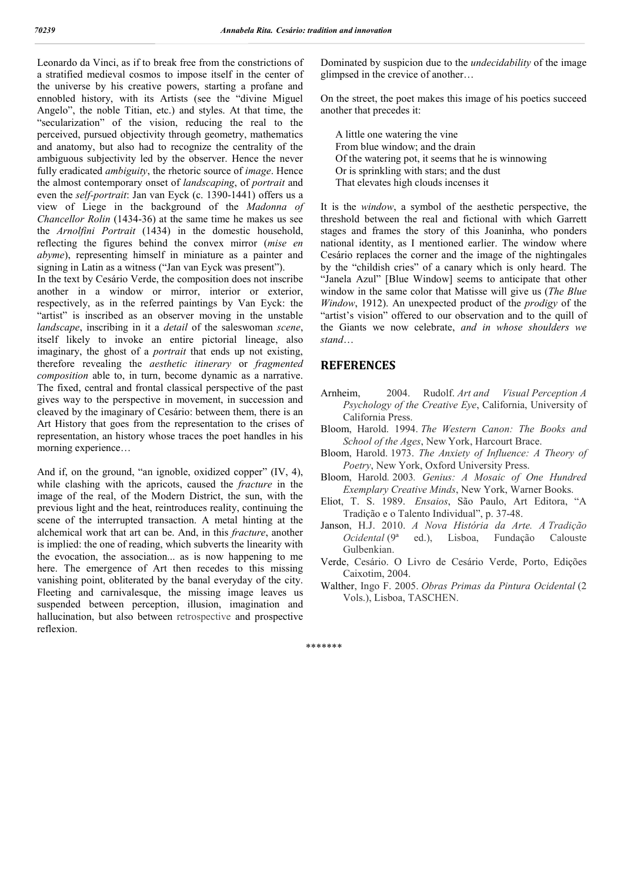Leonardo da Vinci, as if to break free from the constrictions of a stratified medieval cosmos to impose itself in the center of the universe by his creative powers, starting a profane and ennobled history, with its Artists (see the "divine Miguel Angelo", the noble Titian, etc.) and styles. At that time, the "secularization" of the vision, reducing the real to the perceived, pursued objectivity through geometry, mathematics and anatomy, but also had to recognize the centrality of the ambiguous subjectivity led by the observer. Hence the never fully eradicated *ambiguity*, the rhetoric source of *image*. Hence the almost contemporary onset of *landscaping*, of *portrait* and even the *self-portrait*: Jan van Eyck (c. 1390-1441) offers us a view of Liege in the background of the *Madonna of Chancellor Rolin* (1434-36) at the same time he makes us see the *Arnolfini Portrait* (1434) in the domestic household, reflecting the figures behind the convex mirror (*mise en abyme*), representing himself in miniature as a painter and signing in Latin as a witness ("Jan van Eyck was present").

In the text by Cesário Verde, the composition does not inscribe another in a window or mirror, interior or exterior, respectively, as in the referred paintings by Van Eyck: the "artist" is inscribed as an observer moving in the unstable *landscape*, inscribing in it a *detail* of the saleswoman *scene*, itself likely to invoke an entire pictorial lineage, also imaginary, the ghost of a *portrait* that ends up not existing, therefore revealing the *aesthetic itinerary* or *fragmented composition* able to, in turn, become dynamic as a narrative. The fixed, central and frontal classical perspective of the past gives way to the perspective in movement, in succession and cleaved by the imaginary of Cesário: between them, there is an Art History that goes from the representation to the crises of representation, an history whose traces the poet handles in his morning experience…

And if, on the ground, "an ignoble, oxidized copper" (IV, 4), while clashing with the apricots, caused the *fracture* in the image of the real, of the Modern District, the sun, with the previous light and the heat, reintroduces reality, continuing the scene of the interrupted transaction. A metal hinting at the alchemical work that art can be. And, in this *fracture*, another is implied: the one of reading, which subverts the linearity with the evocation, the association... as is now happening to me here. The emergence of Art then recedes to this missing vanishing point, obliterated by the banal everyday of the city. Fleeting and carnivalesque, the missing image leaves us suspended between perception, illusion, imagination and hallucination, but also between retrospective and prospective reflexion.

Dominated by suspicion due to the *undecidability* of the image glimpsed in the crevice of another…

On the street, the poet makes this image of his poetics succeed another that precedes it:

> A little one watering the vine
> From blue window; and the drain
> Of the watering pot, it seems that he is winnowing
> Or is sprinkling with stars; and the dust
> That elevates high clouds incenses it

It is the *window*, a symbol of the aesthetic perspective, the threshold between the real and fictional with which Garrett stages and frames the story of this Joaninha, who ponders national identity, as I mentioned earlier. The window where Cesário replaces the corner and the image of the nightingales by the "childish cries" of a canary which is only heard. The "Janela Azul" [Blue Window] seems to anticipate that other window in the same color that Matisse will give us (*The Blue Window*, 1912). An unexpected product of the *prodigy* of the "artist's vision" offered to our observation and to the quill of the Giants we now celebrate, *and in whose shoulders we stand*…

## REFERENCES

Arnheim, 2004. Rudolf. *Art and Visual Perception A Psychology of the Creative Eye*, California, University of California Press.

Bloom, Harold. 1994. *The Western Canon: The Books and School of the Ages*, New York, Harcourt Brace.

Bloom, Harold. 1973. *The Anxiety of Influence: A Theory of Poetry*, New York, Oxford University Press.

Bloom, Harold. 2003. *Genius: A Mosaic of One Hundred Exemplary Creative Minds*, New York, Warner Books.

Eliot, T. S. 1989. *Ensaios*, São Paulo, Art Editora, "A Tradição e o Talento Individual", p. 37-48.

Janson, H.J. 2010. *A Nova História da Arte. A Tradição Ocidental* (9ª ed.), Lisboa, Fundação Calouste Gulbenkian.

Verde, Cesário. O Livro de Cesário Verde, Porto, Edições Caixotim, 2004.

Walther, Ingo F. 2005. *Obras Primas da Pintura Ocidental* (2 Vols.), Lisboa, TASCHEN.

*******